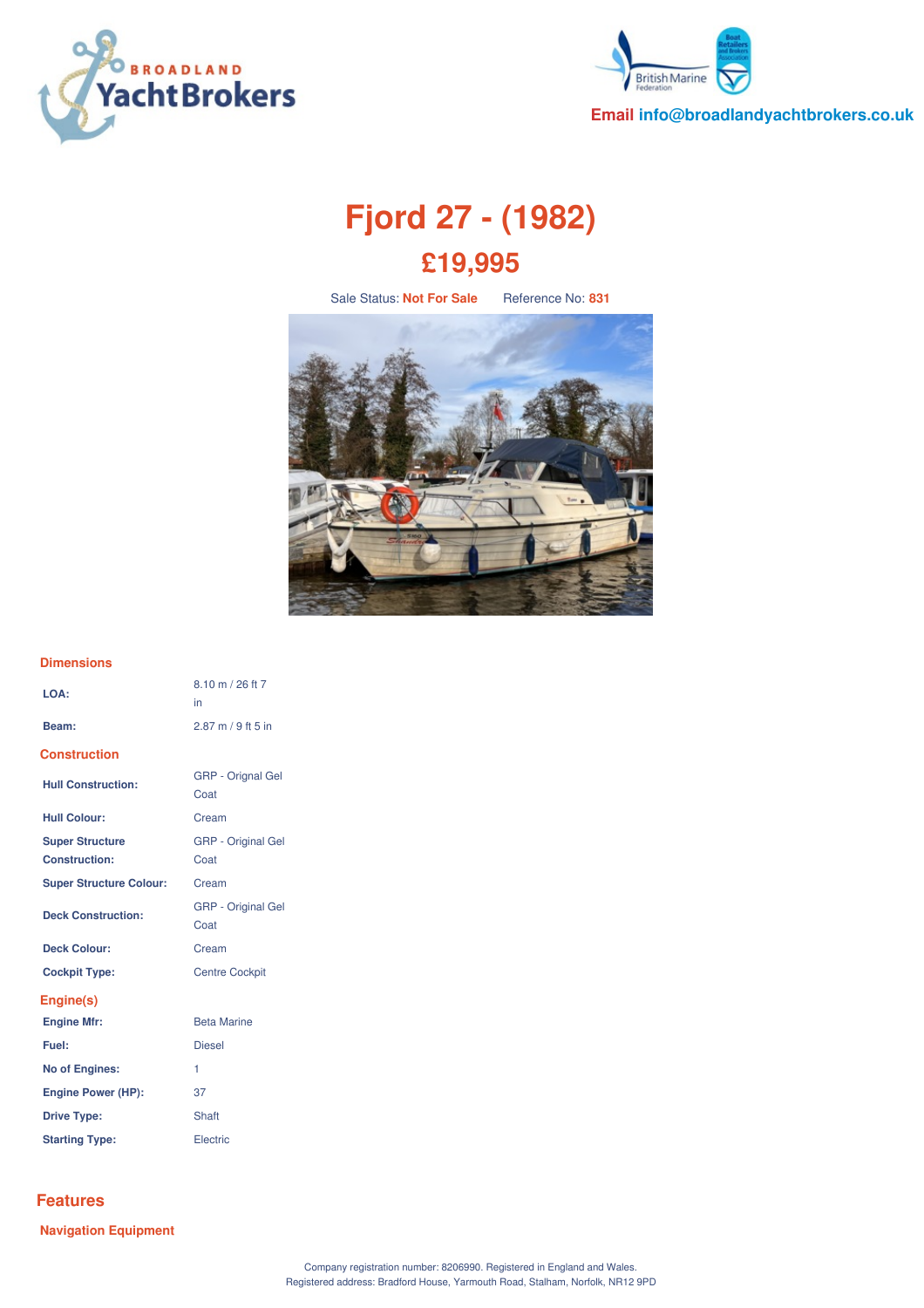Email info@broadlandyachtbrokers.co.uk

# Fjord 27 - (1982)

## £19,995

Sale Status: **Not For Sale** Reference No: **831**

### Dimensions

| | |
|---|---|
| **LOA:** | 8.10 m / 26 ft 7 in |
| **Beam:** | 2.87 m / 9 ft 5 in |

### Construction

| | |
|---|---|
| **Hull Construction:** | GRP - Orignal Gel Coat |
| **Hull Colour:** | Cream |
| **Super Structure Construction:** | GRP - Original Gel Coat |
| **Super Structure Colour:** | Cream |
| **Deck Construction:** | GRP - Original Gel Coat |
| **Deck Colour:** | Cream |
| **Cockpit Type:** | Centre Cockpit |

### Engine(s)

| | |
|---|---|
| **Engine Mfr:** | Beta Marine |
| **Fuel:** | Diesel |
| **No of Engines:** | 1 |
| **Engine Power (HP):** | 37 |
| **Drive Type:** | Shaft |
| **Starting Type:** | Electric |

## Features

### Navigation Equipment

Company registration number: 8206990. Registered in England and Wales.
Registered address: Bradford House, Yarmouth Road, Stalham, Norfolk, NR12 9PD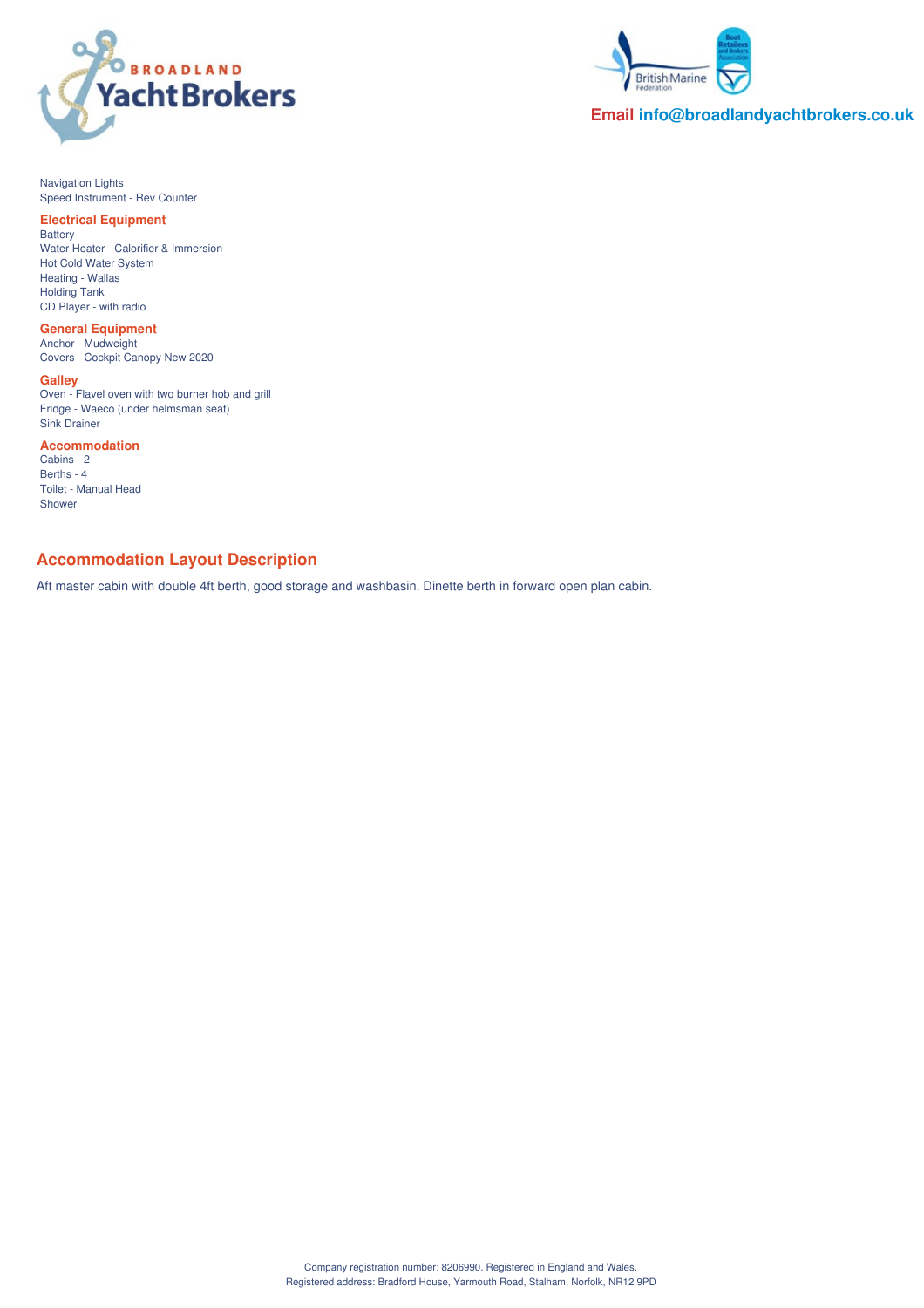Navigation Lights
Speed Instrument - Rev Counter

### Electrical Equipment

Battery
Water Heater - Calorifier & Immersion
Hot Cold Water System
Heating - Wallas
Holding Tank
CD Player - with radio

### General Equipment

Anchor - Mudweight
Covers - Cockpit Canopy New 2020

### Galley

Oven - Flavel oven with two burner hob and grill
Fridge - Waeco (under helmsman seat)
Sink Drainer

### Accommodation

Cabins - 2
Berths - 4
Toilet - Manual Head
Shower

## Accommodation Layout Description

Aft master cabin with double 4ft berth, good storage and washbasin. Dinette berth in forward open plan cabin.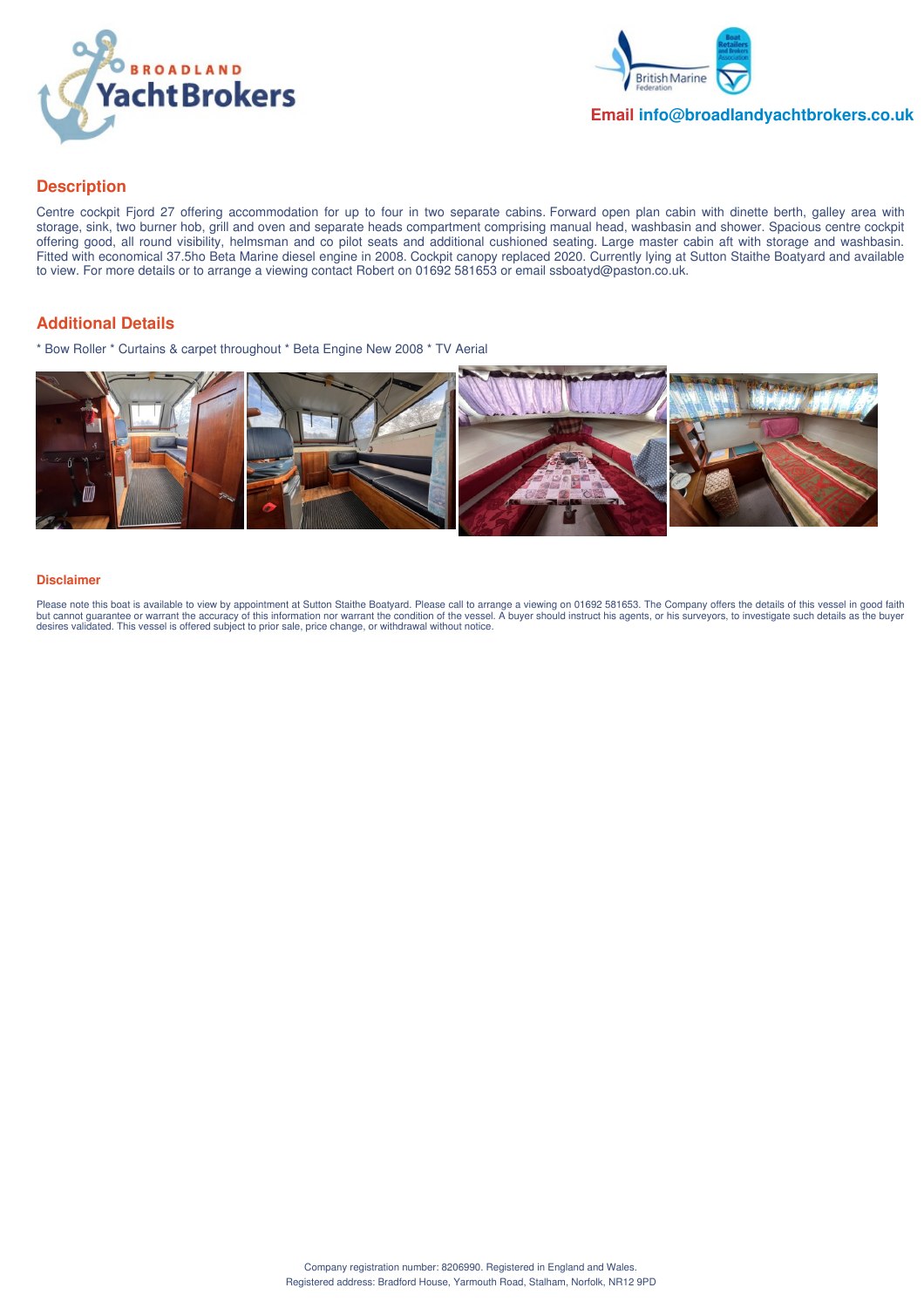Email info@broadlandyachtbrokers.co.uk

## Description

Centre cockpit Fjord 27 offering accommodation for up to four in two separate cabins. Forward open plan cabin with dinette berth, galley area with storage, sink, two burner hob, grill and oven and separate heads compartment comprising manual head, washbasin and shower. Spacious centre cockpit offering good, all round visibility, helmsman and co pilot seats and additional cushioned seating. Large master cabin aft with storage and washbasin. Fitted with economical 37.5ho Beta Marine diesel engine in 2008. Cockpit canopy replaced 2020. Currently lying at Sutton Staithe Boatyard and available to view. For more details or to arrange a viewing contact Robert on 01692 581653 or email ssboatyd@paston.co.uk.

## Additional Details

* Bow Roller * Curtains & carpet throughout * Beta Engine New 2008 * TV Aerial

### Disclaimer

Please note this boat is available to view by appointment at Sutton Staithe Boatyard. Please call to arrange a viewing on 01692 581653. The Company offers the details of this vessel in good faith but cannot guarantee or warrant the accuracy of this information nor warrant the condition of the vessel. A buyer should instruct his agents, or his surveyors, to investigate such details as the buyer desires validated. This vessel is offered subject to prior sale, price change, or withdrawal without notice.

Company registration number: 8206990. Registered in England and Wales.
Registered address: Bradford House, Yarmouth Road, Stalham, Norfolk, NR12 9PD